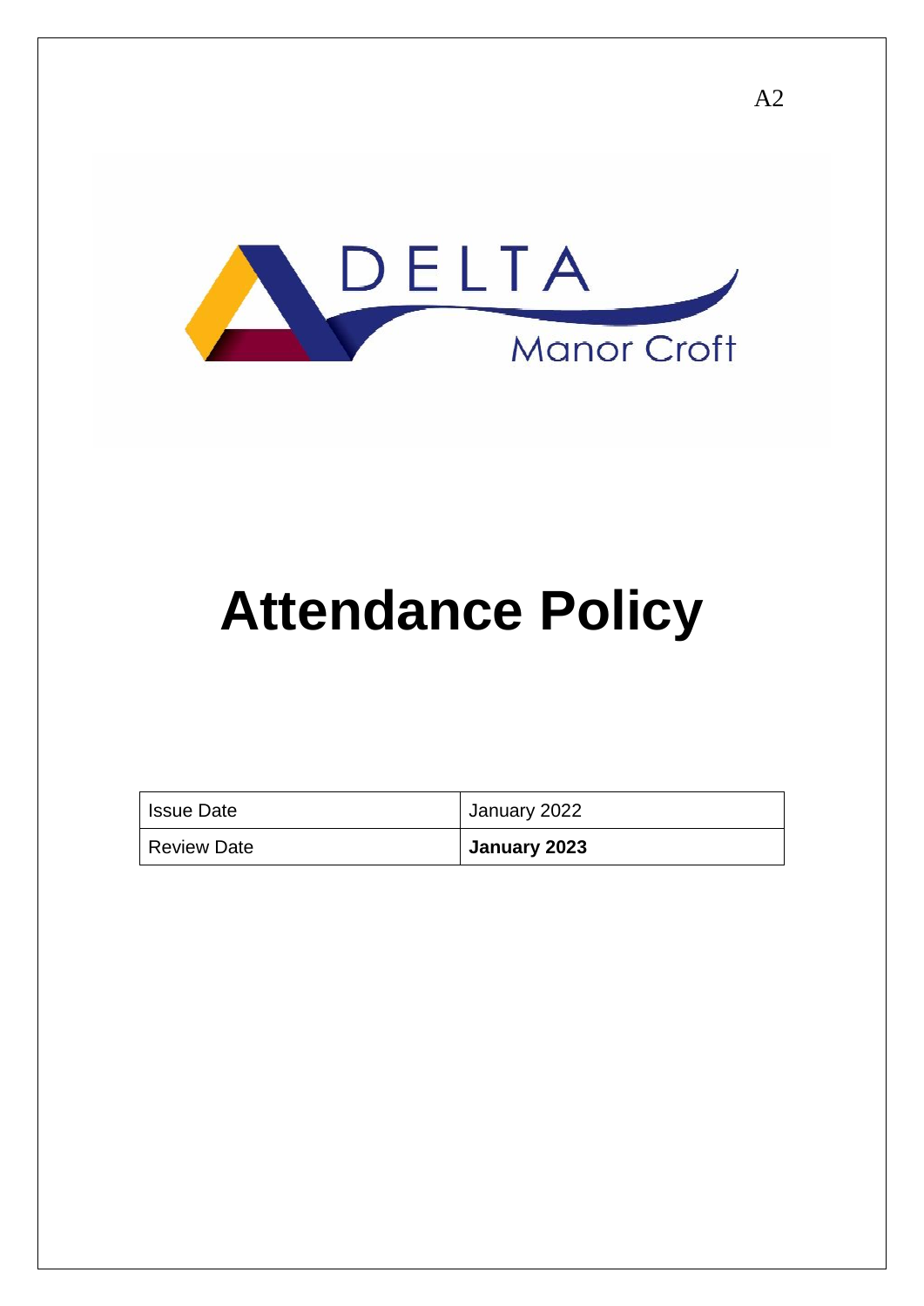A2

DELTA

Manor Croft

# Attendance Policy

| Issue Date | January 2022 |
|---|---|
| Review Date | **January 2023** |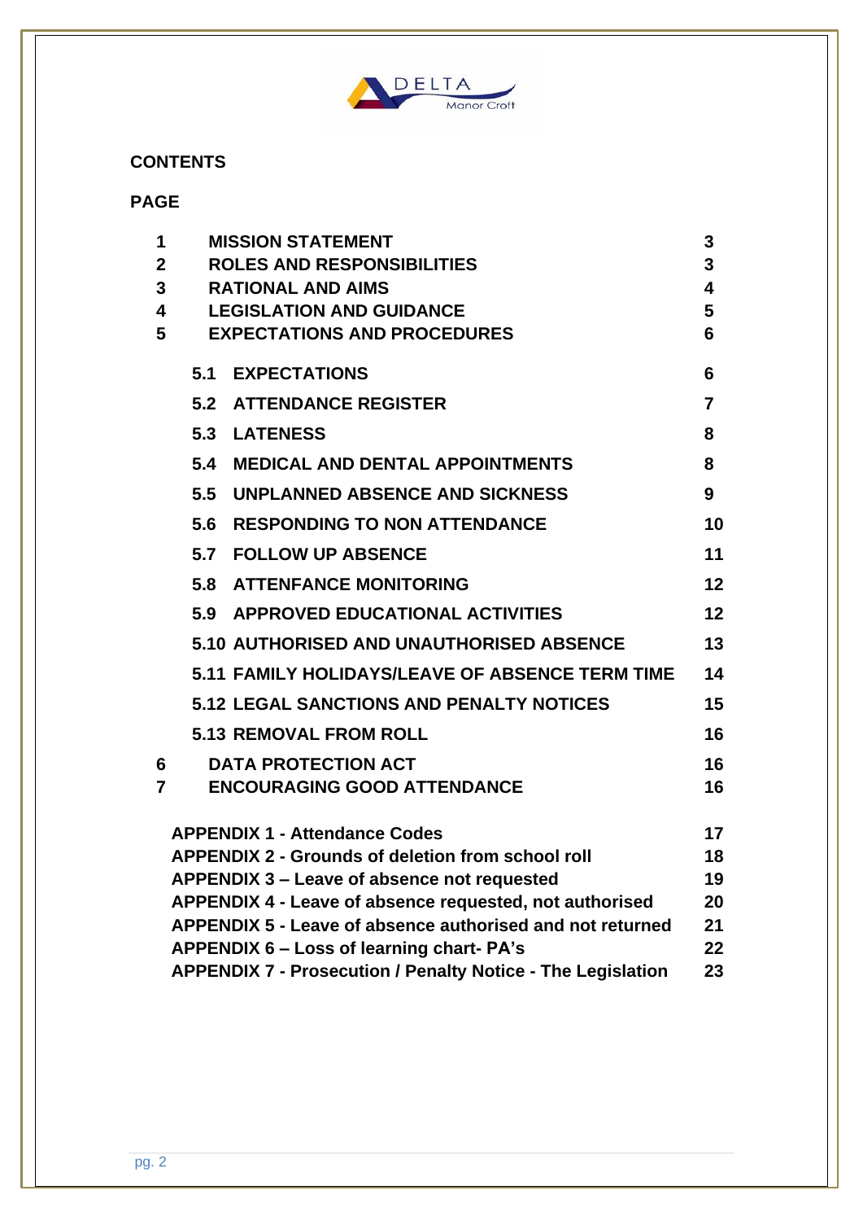## CONTENTS

**PAGE**

| | | |
|---|---|---|
| **1** | **MISSION STATEMENT** | **3** |
| **2** | **ROLES AND RESPONSIBILITIES** | **3** |
| **3** | **RATIONAL AND AIMS** | **4** |
| **4** | **LEGISLATION AND GUIDANCE** | **5** |
| **5** | **EXPECTATIONS AND PROCEDURES** | **6** |
| | **5.1 EXPECTATIONS** | **6** |
| | **5.2 ATTENDANCE REGISTER** | **7** |
| | **5.3 LATENESS** | **8** |
| | **5.4 MEDICAL AND DENTAL APPOINTMENTS** | **8** |
| | **5.5 UNPLANNED ABSENCE AND SICKNESS** | **9** |
| | **5.6 RESPONDING TO NON ATTENDANCE** | **10** |
| | **5.7 FOLLOW UP ABSENCE** | **11** |
| | **5.8 ATTENFANCE MONITORING** | **12** |
| | **5.9 APPROVED EDUCATIONAL ACTIVITIES** | **12** |
| | **5.10 AUTHORISED AND UNAUTHORISED ABSENCE** | **13** |
| | **5.11 FAMILY HOLIDAYS/LEAVE OF ABSENCE TERM TIME** | **14** |
| | **5.12 LEGAL SANCTIONS AND PENALTY NOTICES** | **15** |
| | **5.13 REMOVAL FROM ROLL** | **16** |
| **6** | **DATA PROTECTION ACT** | **16** |
| **7** | **ENCOURAGING GOOD ATTENDANCE** | **16** |
| | **APPENDIX 1 - Attendance Codes** | **17** |
| | **APPENDIX 2 - Grounds of deletion from school roll** | **18** |
| | **APPENDIX 3 – Leave of absence not requested** | **19** |
| | **APPENDIX 4 - Leave of absence requested, not authorised** | **20** |
| | **APPENDIX 5 - Leave of absence authorised and not returned** | **21** |
| | **APPENDIX 6 – Loss of learning chart- PA's** | **22** |
| | **APPENDIX 7 - Prosecution / Penalty Notice - The Legislation** | **23** |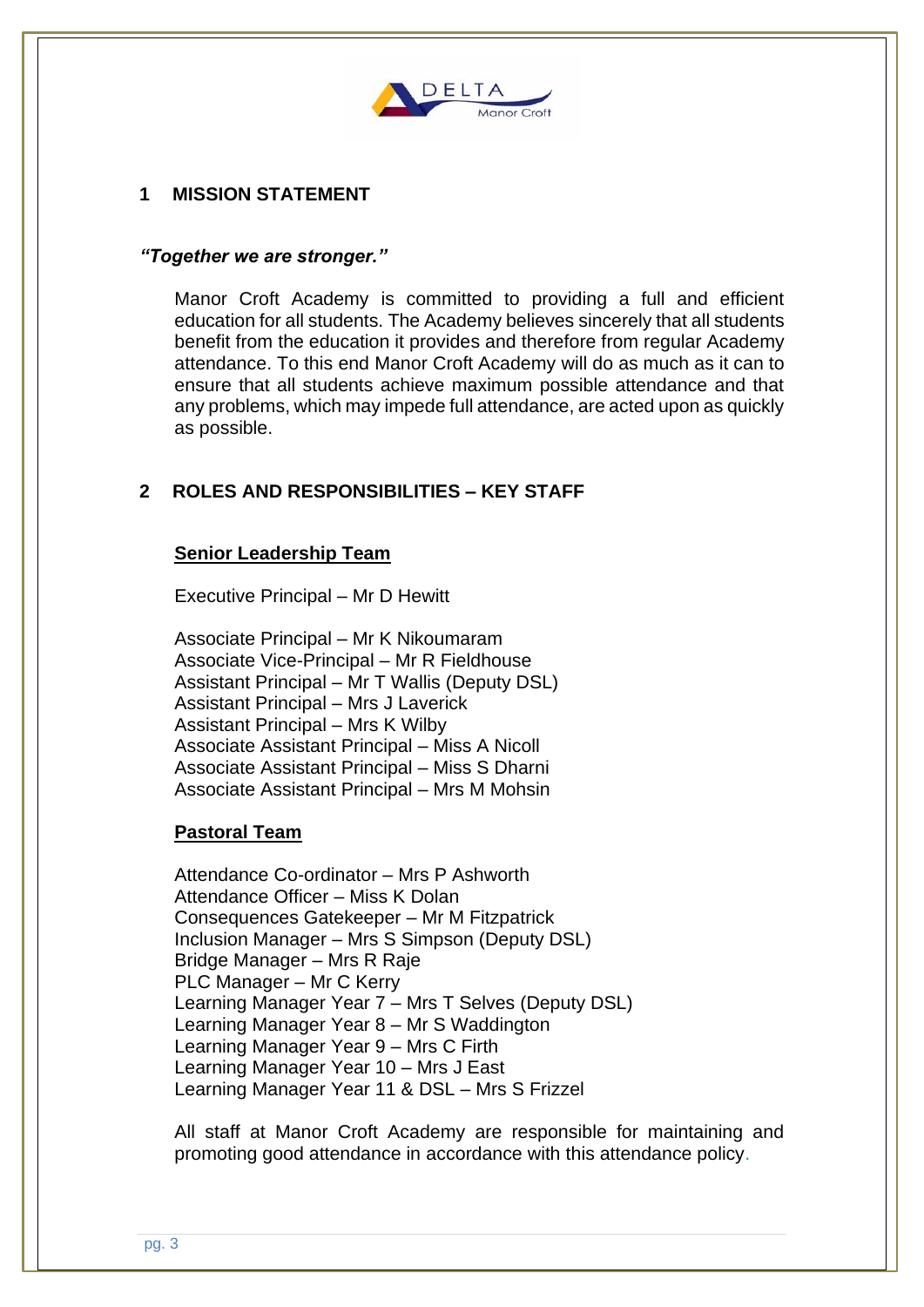## 1 MISSION STATEMENT

***"Together we are stronger."***

Manor Croft Academy is committed to providing a full and efficient education for all students. The Academy believes sincerely that all students benefit from the education it provides and therefore from regular Academy attendance. To this end Manor Croft Academy will do as much as it can to ensure that all students achieve maximum possible attendance and that any problems, which may impede full attendance, are acted upon as quickly as possible.

## 2 ROLES AND RESPONSIBILITIES – KEY STAFF

### Senior Leadership Team

Executive Principal – Mr D Hewitt

Associate Principal – Mr K Nikoumaram
Associate Vice-Principal – Mr R Fieldhouse
Assistant Principal – Mr T Wallis (Deputy DSL)
Assistant Principal – Mrs J Laverick
Assistant Principal – Mrs K Wilby
Associate Assistant Principal – Miss A Nicoll
Associate Assistant Principal – Miss S Dharni
Associate Assistant Principal – Mrs M Mohsin

### Pastoral Team

Attendance Co-ordinator – Mrs P Ashworth
Attendance Officer – Miss K Dolan
Consequences Gatekeeper – Mr M Fitzpatrick
Inclusion Manager – Mrs S Simpson (Deputy DSL)
Bridge Manager – Mrs R Raje
PLC Manager – Mr C Kerry
Learning Manager Year 7 – Mrs T Selves (Deputy DSL)
Learning Manager Year 8 – Mr S Waddington
Learning Manager Year 9 – Mrs C Firth
Learning Manager Year 10 – Mrs J East
Learning Manager Year 11 & DSL – Mrs S Frizzel

All staff at Manor Croft Academy are responsible for maintaining and promoting good attendance in accordance with this attendance policy.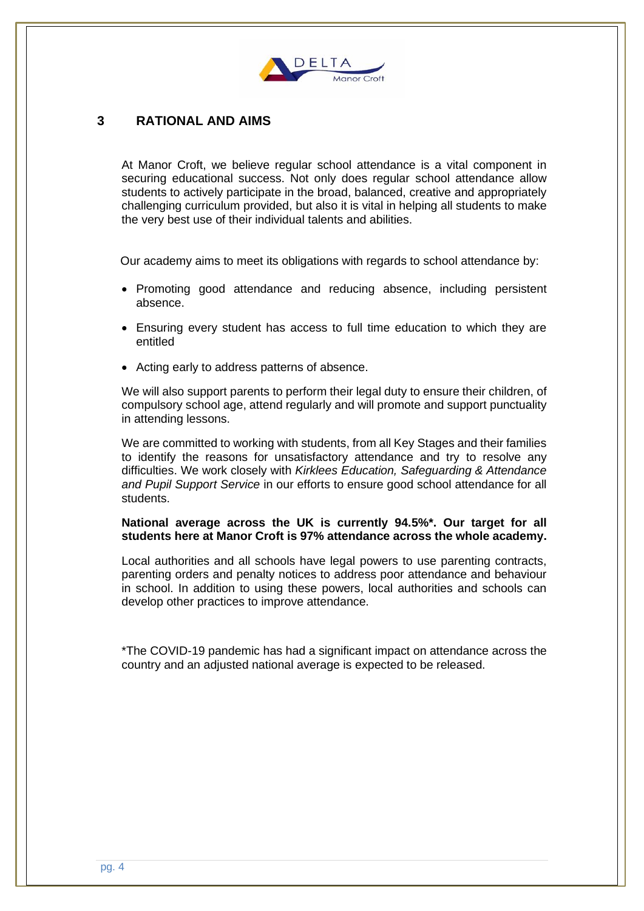## 3 RATIONAL AND AIMS

At Manor Croft, we believe regular school attendance is a vital component in securing educational success. Not only does regular school attendance allow students to actively participate in the broad, balanced, creative and appropriately challenging curriculum provided, but also it is vital in helping all students to make the very best use of their individual talents and abilities.

Our academy aims to meet its obligations with regards to school attendance by:

- Promoting good attendance and reducing absence, including persistent absence.
- Ensuring every student has access to full time education to which they are entitled
- Acting early to address patterns of absence.

We will also support parents to perform their legal duty to ensure their children, of compulsory school age, attend regularly and will promote and support punctuality in attending lessons.

We are committed to working with students, from all Key Stages and their families to identify the reasons for unsatisfactory attendance and try to resolve any difficulties. We work closely with *Kirklees Education, Safeguarding & Attendance and Pupil Support Service* in our efforts to ensure good school attendance for all students.

**National average across the UK is currently 94.5%*. Our target for all students here at Manor Croft is 97% attendance across the whole academy.**

Local authorities and all schools have legal powers to use parenting contracts, parenting orders and penalty notices to address poor attendance and behaviour in school. In addition to using these powers, local authorities and schools can develop other practices to improve attendance.

*The COVID-19 pandemic has had a significant impact on attendance across the country and an adjusted national average is expected to be released.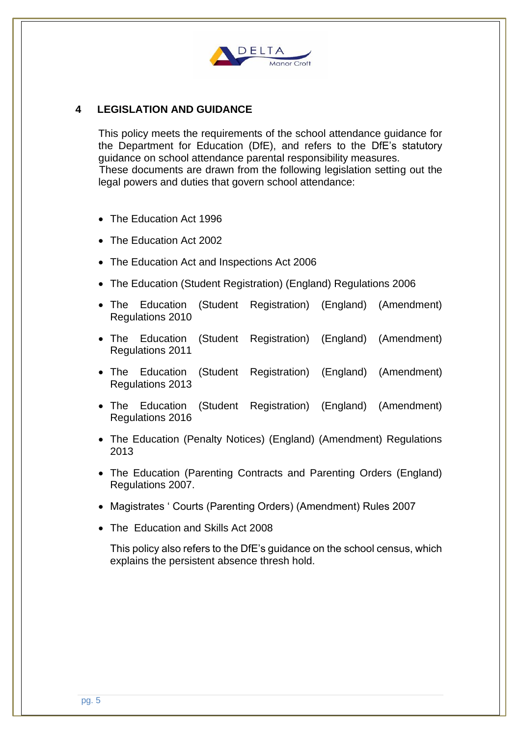## 4 LEGISLATION AND GUIDANCE

This policy meets the requirements of the school attendance guidance for the Department for Education (DfE), and refers to the DfE's statutory guidance on school attendance parental responsibility measures. These documents are drawn from the following legislation setting out the legal powers and duties that govern school attendance:

- The Education Act 1996
- The Education Act 2002
- The Education Act and Inspections Act 2006
- The Education (Student Registration) (England) Regulations 2006
- The Education (Student Registration) (England) (Amendment) Regulations 2010
- The Education (Student Registration) (England) (Amendment) Regulations 2011
- The Education (Student Registration) (England) (Amendment) Regulations 2013
- The Education (Student Registration) (England) (Amendment) Regulations 2016
- The Education (Penalty Notices) (England) (Amendment) Regulations 2013
- The Education (Parenting Contracts and Parenting Orders (England) Regulations 2007.
- Magistrates ' Courts (Parenting Orders) (Amendment) Rules 2007
- The Education and Skills Act 2008

This policy also refers to the DfE's guidance on the school census, which explains the persistent absence thresh hold.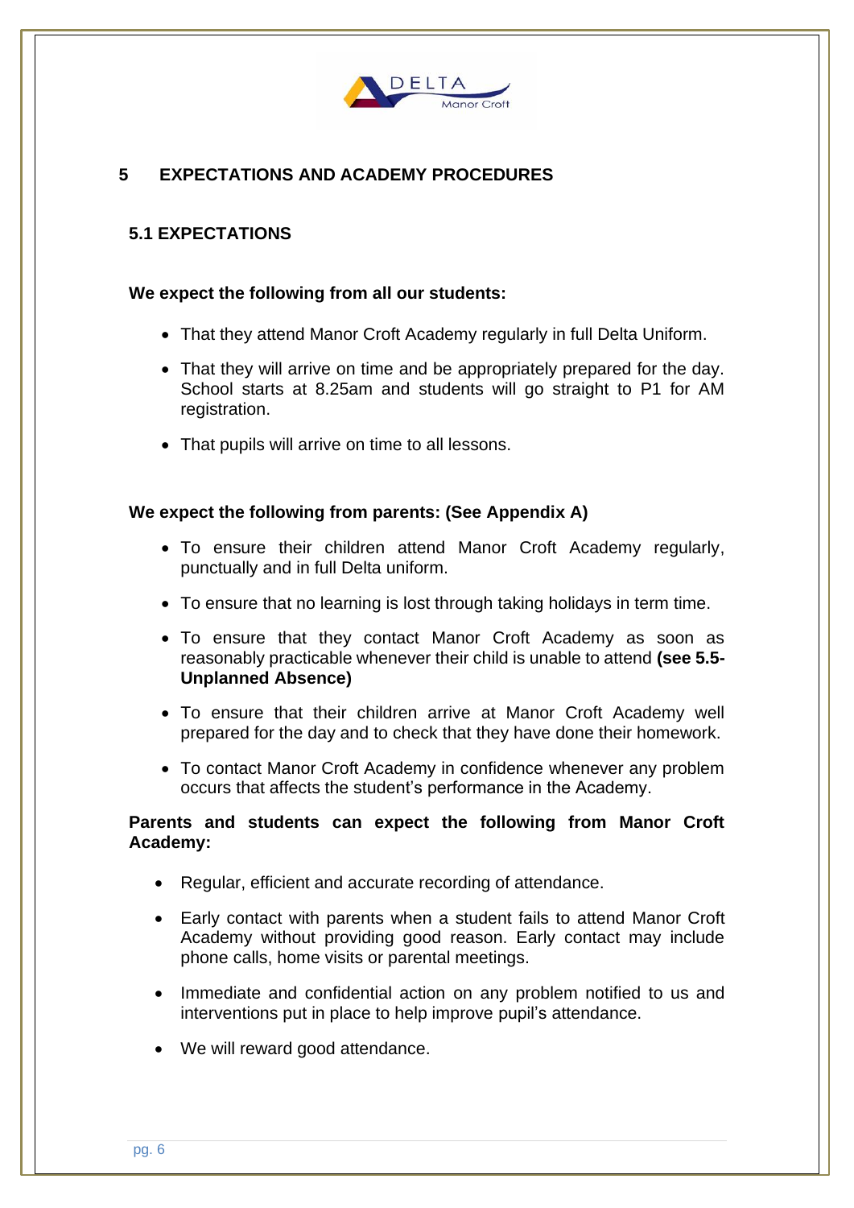## 5 EXPECTATIONS AND ACADEMY PROCEDURES

### 5.1 EXPECTATIONS

**We expect the following from all our students:**

- That they attend Manor Croft Academy regularly in full Delta Uniform.
- That they will arrive on time and be appropriately prepared for the day. School starts at 8.25am and students will go straight to P1 for AM registration.
- That pupils will arrive on time to all lessons.

**We expect the following from parents: (See Appendix A)**

- To ensure their children attend Manor Croft Academy regularly, punctually and in full Delta uniform.
- To ensure that no learning is lost through taking holidays in term time.
- To ensure that they contact Manor Croft Academy as soon as reasonably practicable whenever their child is unable to attend **(see 5.5- Unplanned Absence)**
- To ensure that their children arrive at Manor Croft Academy well prepared for the day and to check that they have done their homework.
- To contact Manor Croft Academy in confidence whenever any problem occurs that affects the student's performance in the Academy.

**Parents and students can expect the following from Manor Croft Academy:**

- Regular, efficient and accurate recording of attendance.
- Early contact with parents when a student fails to attend Manor Croft Academy without providing good reason. Early contact may include phone calls, home visits or parental meetings.
- Immediate and confidential action on any problem notified to us and interventions put in place to help improve pupil's attendance.
- We will reward good attendance.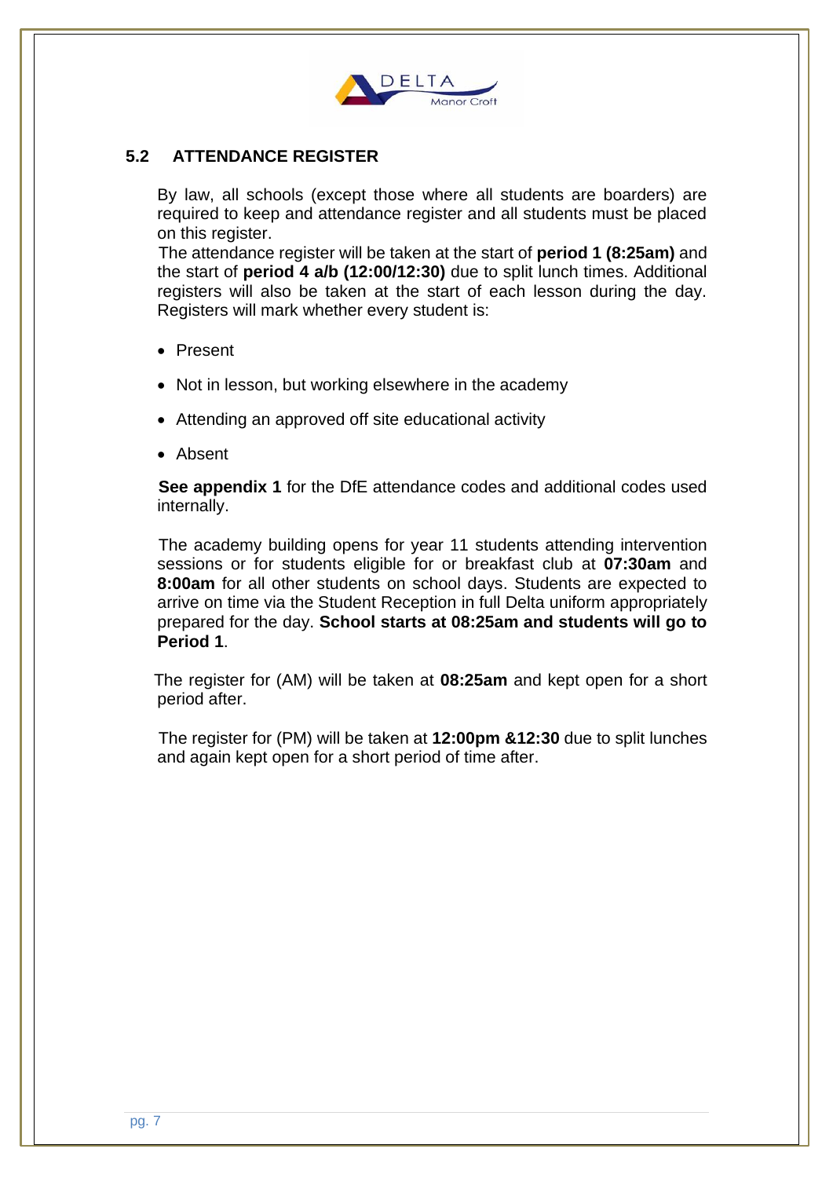## 5.2 ATTENDANCE REGISTER

By law, all schools (except those where all students are boarders) are required to keep and attendance register and all students must be placed on this register.

The attendance register will be taken at the start of **period 1 (8:25am)** and the start of **period 4 a/b (12:00/12:30)** due to split lunch times. Additional registers will also be taken at the start of each lesson during the day. Registers will mark whether every student is:

- Present
- Not in lesson, but working elsewhere in the academy
- Attending an approved off site educational activity
- Absent

**See appendix 1** for the DfE attendance codes and additional codes used internally.

The academy building opens for year 11 students attending intervention sessions or for students eligible for or breakfast club at **07:30am** and **8:00am** for all other students on school days. Students are expected to arrive on time via the Student Reception in full Delta uniform appropriately prepared for the day. **School starts at 08:25am and students will go to Period 1**.

The register for (AM) will be taken at **08:25am** and kept open for a short period after.

The register for (PM) will be taken at **12:00pm &12:30** due to split lunches and again kept open for a short period of time after.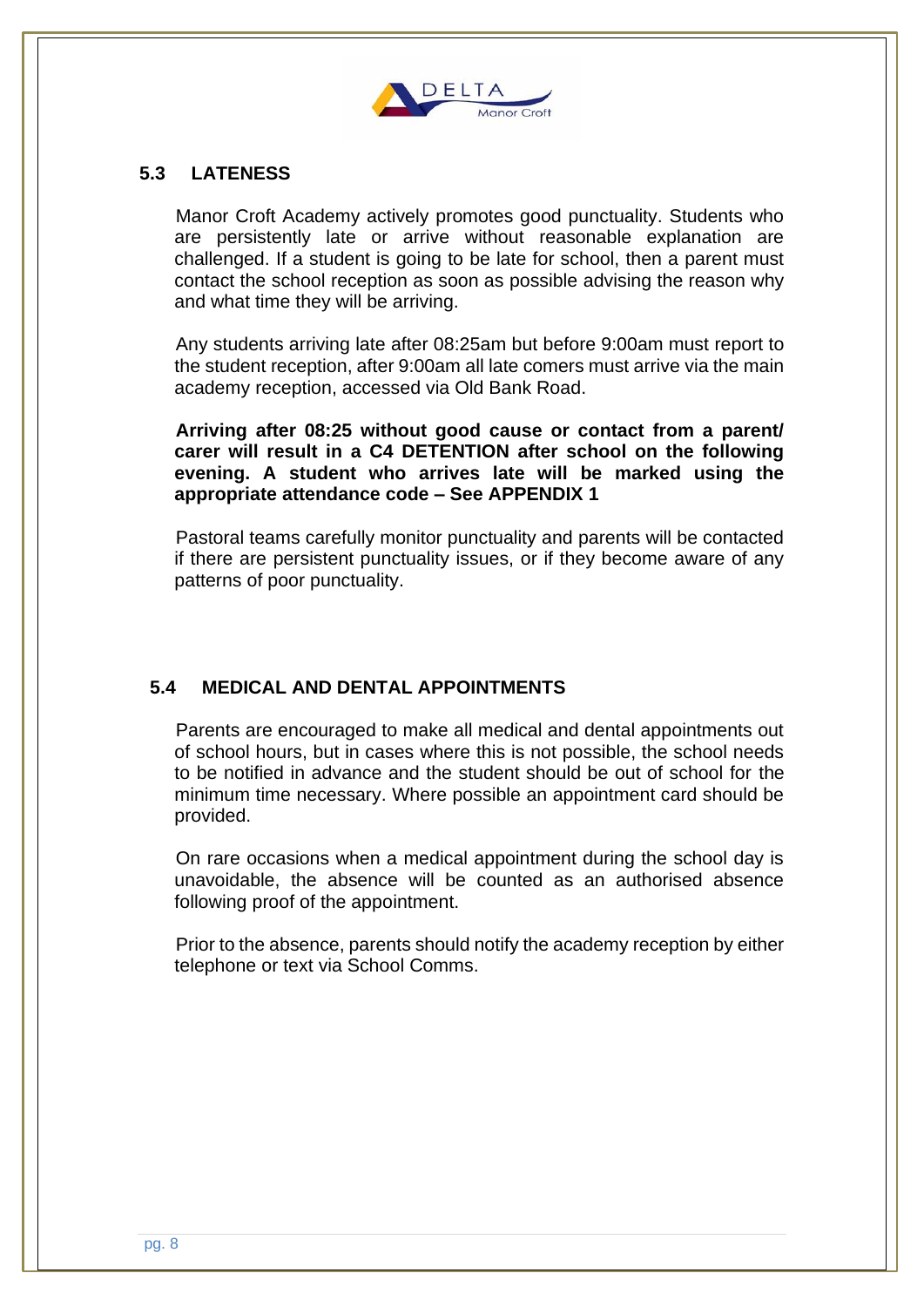## 5.3 LATENESS

Manor Croft Academy actively promotes good punctuality. Students who are persistently late or arrive without reasonable explanation are challenged. If a student is going to be late for school, then a parent must contact the school reception as soon as possible advising the reason why and what time they will be arriving.

Any students arriving late after 08:25am but before 9:00am must report to the student reception, after 9:00am all late comers must arrive via the main academy reception, accessed via Old Bank Road.

**Arriving after 08:25 without good cause or contact from a parent/ carer will result in a C4 DETENTION after school on the following evening. A student who arrives late will be marked using the appropriate attendance code – See APPENDIX 1**

Pastoral teams carefully monitor punctuality and parents will be contacted if there are persistent punctuality issues, or if they become aware of any patterns of poor punctuality.

## 5.4 MEDICAL AND DENTAL APPOINTMENTS

Parents are encouraged to make all medical and dental appointments out of school hours, but in cases where this is not possible, the school needs to be notified in advance and the student should be out of school for the minimum time necessary. Where possible an appointment card should be provided.

On rare occasions when a medical appointment during the school day is unavoidable, the absence will be counted as an authorised absence following proof of the appointment.

Prior to the absence, parents should notify the academy reception by either telephone or text via School Comms.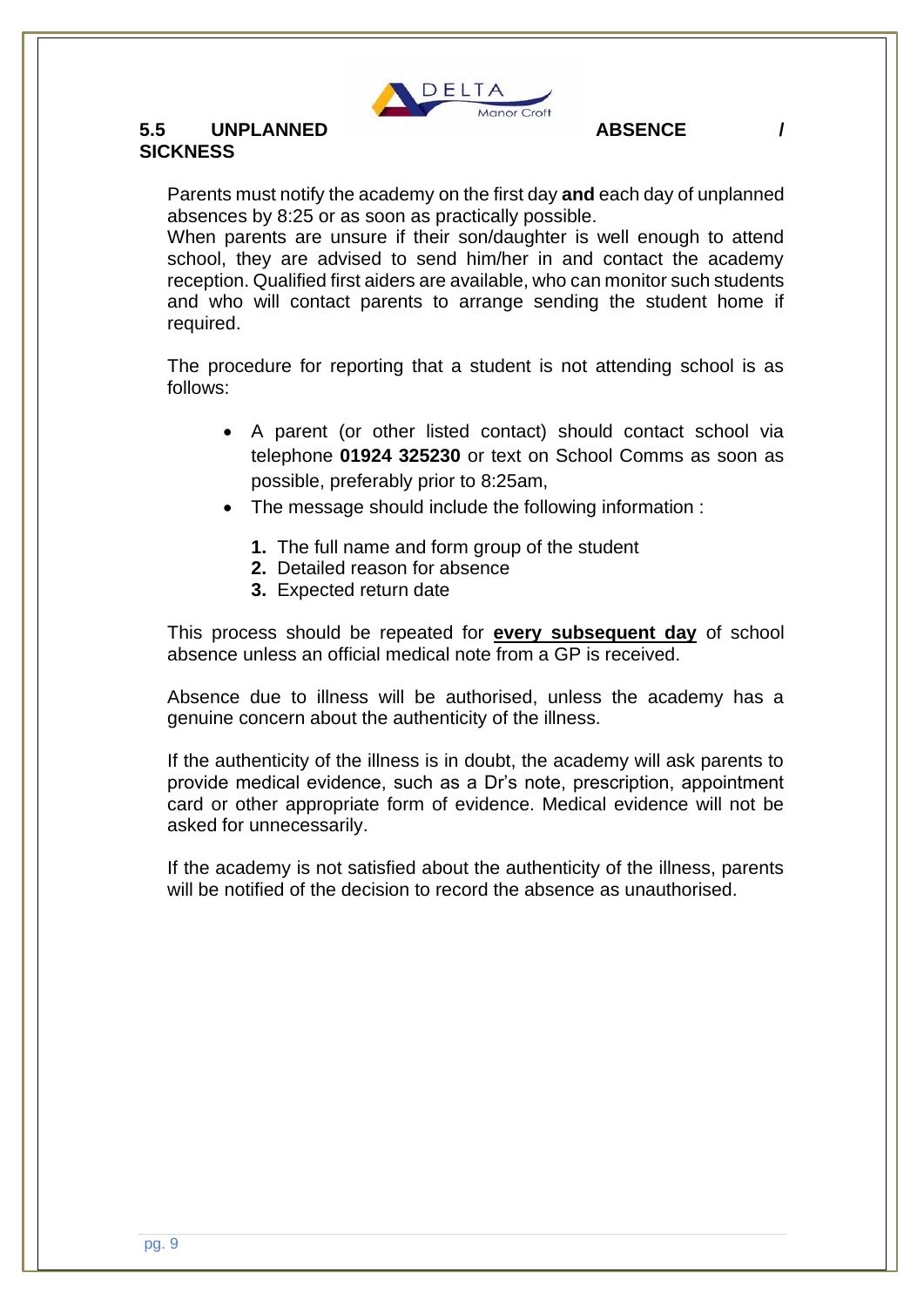## 5.5 UNPLANNED ABSENCE / SICKNESS

Parents must notify the academy on the first day **and** each day of unplanned absences by 8:25 or as soon as practically possible.
When parents are unsure if their son/daughter is well enough to attend school, they are advised to send him/her in and contact the academy reception. Qualified first aiders are available, who can monitor such students and who will contact parents to arrange sending the student home if required.

The procedure for reporting that a student is not attending school is as follows:

- A parent (or other listed contact) should contact school via telephone **01924 325230** or text on School Comms as soon as possible, preferably prior to 8:25am,
- The message should include the following information :

  1. The full name and form group of the student
  2. Detailed reason for absence
  3. Expected return date

This process should be repeated for <u>**every subsequent day**</u> of school absence unless an official medical note from a GP is received.

Absence due to illness will be authorised, unless the academy has a genuine concern about the authenticity of the illness.

If the authenticity of the illness is in doubt, the academy will ask parents to provide medical evidence, such as a Dr's note, prescription, appointment card or other appropriate form of evidence. Medical evidence will not be asked for unnecessarily.

If the academy is not satisfied about the authenticity of the illness, parents will be notified of the decision to record the absence as unauthorised.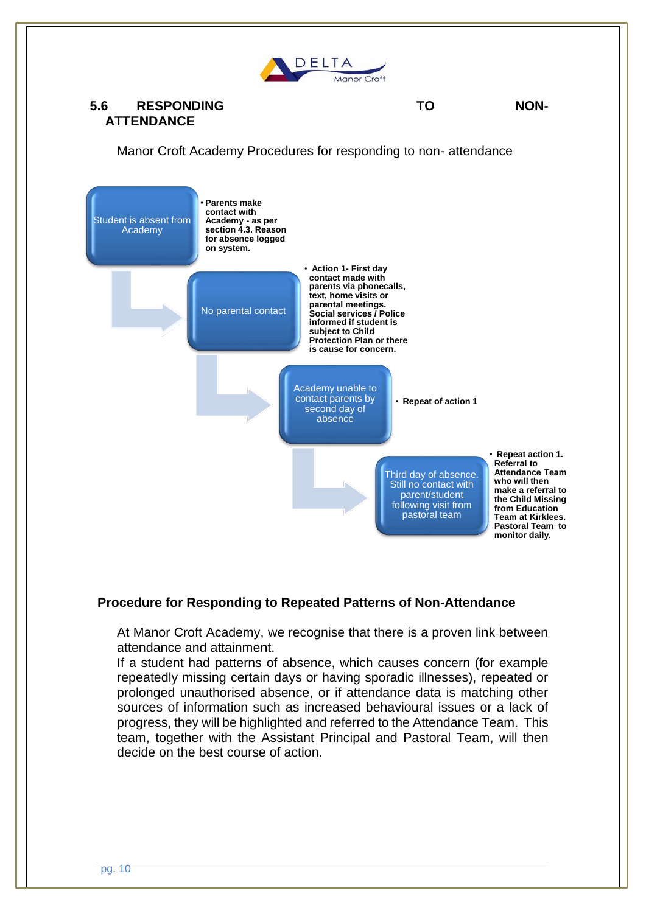## 5.6 RESPONDING TO NON-ATTENDANCE

Manor Croft Academy Procedures for responding to non- attendance

**Student is absent from Academy**

- **Parents make contact with Academy - as per section 4.3. Reason for absence logged on system.**

**No parental contact**

- **Action 1- First day contact made with parents via phonecalls, text, home visits or parental meetings. Social services / Police informed if student is subject to Child Protection Plan or there is cause for concern.**

**Academy unable to contact parents by second day of absence**

- **Repeat of action 1**

**Third day of absence. Still no contact with parent/student following visit from pastoral team**

- **Repeat action 1. Referral to Attendance Team who will then make a referral to the Child Missing from Education Team at Kirklees. Pastoral Team to monitor daily.**

### Procedure for Responding to Repeated Patterns of Non-Attendance

At Manor Croft Academy, we recognise that there is a proven link between attendance and attainment.

If a student had patterns of absence, which causes concern (for example repeatedly missing certain days or having sporadic illnesses), repeated or prolonged unauthorised absence, or if attendance data is matching other sources of information such as increased behavioural issues or a lack of progress, they will be highlighted and referred to the Attendance Team. This team, together with the Assistant Principal and Pastoral Team, will then decide on the best course of action.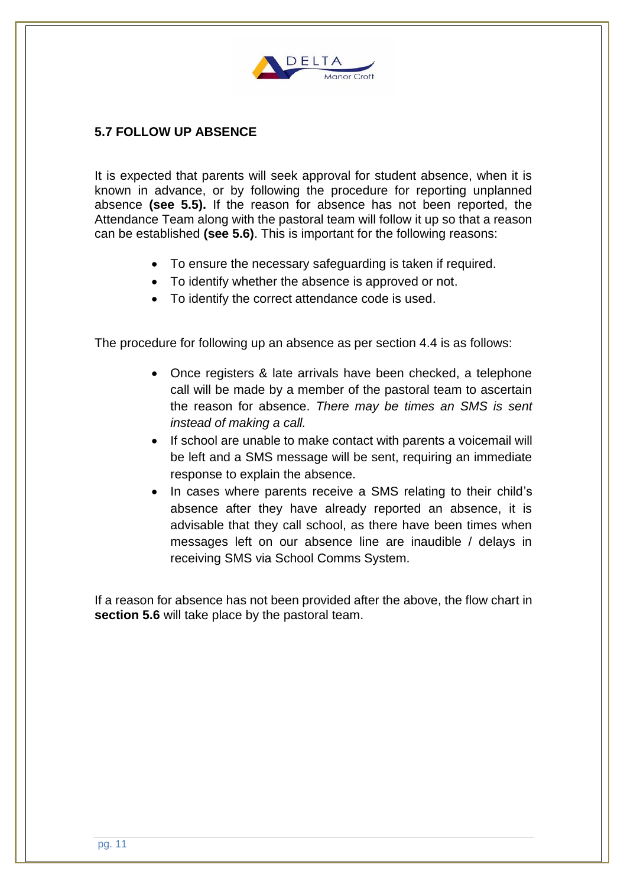### 5.7 FOLLOW UP ABSENCE

It is expected that parents will seek approval for student absence, when it is known in advance, or by following the procedure for reporting unplanned absence **(see 5.5).** If the reason for absence has not been reported, the Attendance Team along with the pastoral team will follow it up so that a reason can be established **(see 5.6)**. This is important for the following reasons:

- To ensure the necessary safeguarding is taken if required.
- To identify whether the absence is approved or not.
- To identify the correct attendance code is used.

The procedure for following up an absence as per section 4.4 is as follows:

- Once registers & late arrivals have been checked, a telephone call will be made by a member of the pastoral team to ascertain the reason for absence. *There may be times an SMS is sent instead of making a call.*
- If school are unable to make contact with parents a voicemail will be left and a SMS message will be sent, requiring an immediate response to explain the absence.
- In cases where parents receive a SMS relating to their child's absence after they have already reported an absence, it is advisable that they call school, as there have been times when messages left on our absence line are inaudible / delays in receiving SMS via School Comms System.

If a reason for absence has not been provided after the above, the flow chart in **section 5.6** will take place by the pastoral team.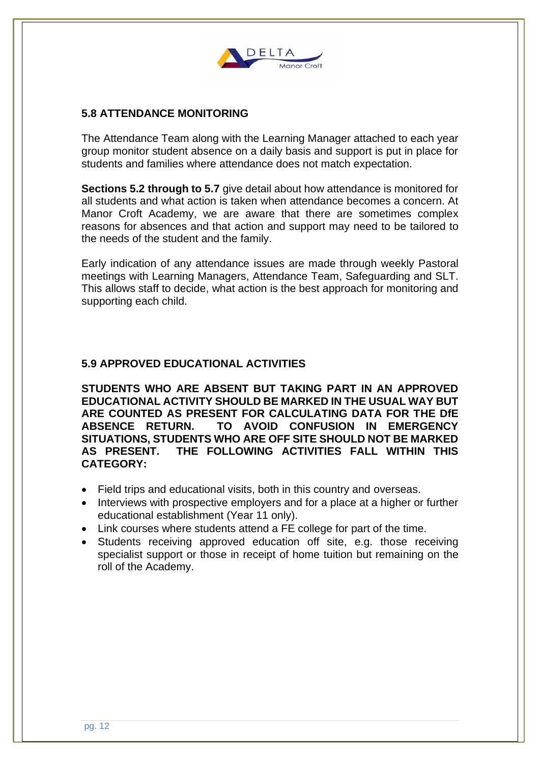## 5.8 ATTENDANCE MONITORING

The Attendance Team along with the Learning Manager attached to each year group monitor student absence on a daily basis and support is put in place for students and families where attendance does not match expectation.

**Sections 5.2 through to 5.7** give detail about how attendance is monitored for all students and what action is taken when attendance becomes a concern. At Manor Croft Academy, we are aware that there are sometimes complex reasons for absences and that action and support may need to be tailored to the needs of the student and the family.

Early indication of any attendance issues are made through weekly Pastoral meetings with Learning Managers, Attendance Team, Safeguarding and SLT. This allows staff to decide, what action is the best approach for monitoring and supporting each child.

## 5.9 APPROVED EDUCATIONAL ACTIVITIES

**STUDENTS WHO ARE ABSENT BUT TAKING PART IN AN APPROVED EDUCATIONAL ACTIVITY SHOULD BE MARKED IN THE USUAL WAY BUT ARE COUNTED AS PRESENT FOR CALCULATING DATA FOR THE DfE ABSENCE RETURN. TO AVOID CONFUSION IN EMERGENCY SITUATIONS, STUDENTS WHO ARE OFF SITE SHOULD NOT BE MARKED AS PRESENT. THE FOLLOWING ACTIVITIES FALL WITHIN THIS CATEGORY:**

- Field trips and educational visits, both in this country and overseas.
- Interviews with prospective employers and for a place at a higher or further educational establishment (Year 11 only).
- Link courses where students attend a FE college for part of the time.
- Students receiving approved education off site, e.g. those receiving specialist support or those in receipt of home tuition but remaining on the roll of the Academy.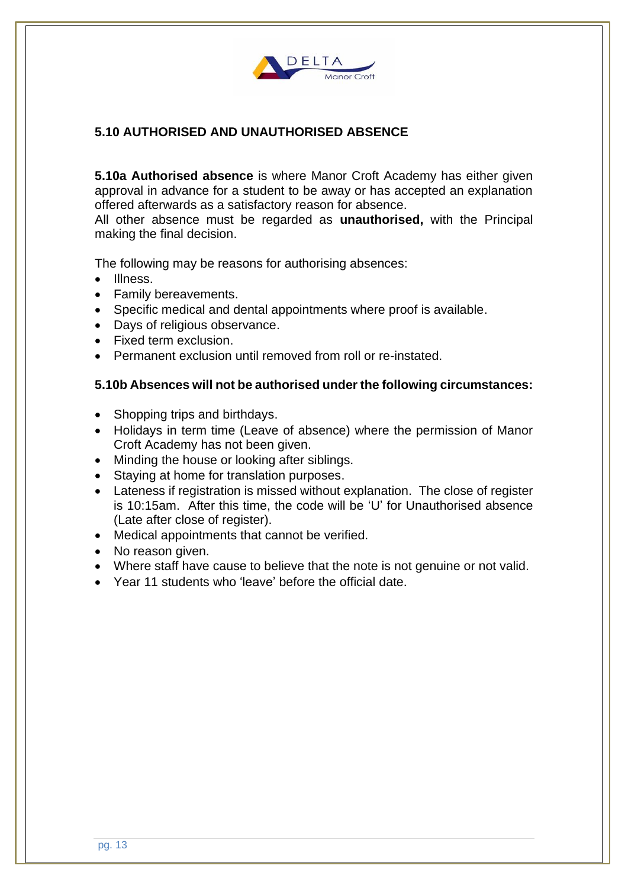## 5.10 AUTHORISED AND UNAUTHORISED ABSENCE

**5.10a Authorised absence** is where Manor Croft Academy has either given approval in advance for a student to be away or has accepted an explanation offered afterwards as a satisfactory reason for absence.
All other absence must be regarded as **unauthorised,** with the Principal making the final decision.

The following may be reasons for authorising absences:

- Illness.
- Family bereavements.
- Specific medical and dental appointments where proof is available.
- Days of religious observance.
- Fixed term exclusion.
- Permanent exclusion until removed from roll or re-instated.

### 5.10b Absences will not be authorised under the following circumstances:

- Shopping trips and birthdays.
- Holidays in term time (Leave of absence) where the permission of Manor Croft Academy has not been given.
- Minding the house or looking after siblings.
- Staying at home for translation purposes.
- Lateness if registration is missed without explanation. The close of register is 10:15am. After this time, the code will be 'U' for Unauthorised absence (Late after close of register).
- Medical appointments that cannot be verified.
- No reason given.
- Where staff have cause to believe that the note is not genuine or not valid.
- Year 11 students who 'leave' before the official date.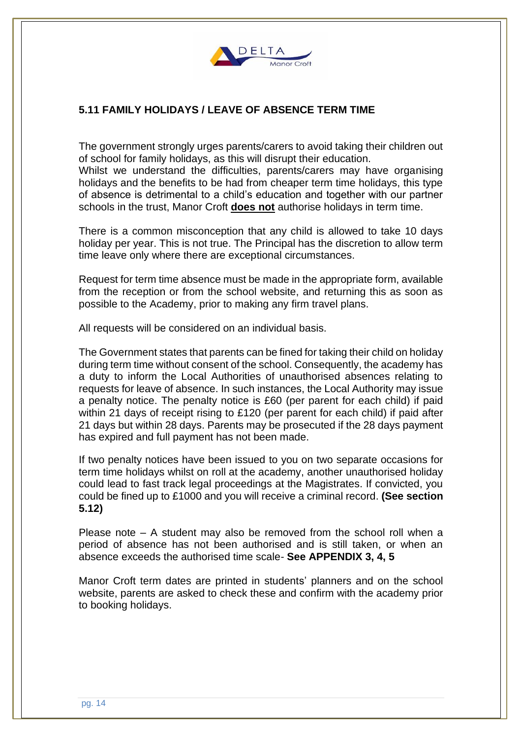## 5.11 FAMILY HOLIDAYS / LEAVE OF ABSENCE TERM TIME

The government strongly urges parents/carers to avoid taking their children out of school for family holidays, as this will disrupt their education. Whilst we understand the difficulties, parents/carers may have organising holidays and the benefits to be had from cheaper term time holidays, this type of absence is detrimental to a child's education and together with our partner schools in the trust, Manor Croft **does not** authorise holidays in term time.

There is a common misconception that any child is allowed to take 10 days holiday per year. This is not true. The Principal has the discretion to allow term time leave only where there are exceptional circumstances.

Request for term time absence must be made in the appropriate form, available from the reception or from the school website, and returning this as soon as possible to the Academy, prior to making any firm travel plans.

All requests will be considered on an individual basis.

The Government states that parents can be fined for taking their child on holiday during term time without consent of the school. Consequently, the academy has a duty to inform the Local Authorities of unauthorised absences relating to requests for leave of absence. In such instances, the Local Authority may issue a penalty notice. The penalty notice is £60 (per parent for each child) if paid within 21 days of receipt rising to £120 (per parent for each child) if paid after 21 days but within 28 days. Parents may be prosecuted if the 28 days payment has expired and full payment has not been made.

If two penalty notices have been issued to you on two separate occasions for term time holidays whilst on roll at the academy, another unauthorised holiday could lead to fast track legal proceedings at the Magistrates. If convicted, you could be fined up to £1000 and you will receive a criminal record. **(See section 5.12)**

Please note – A student may also be removed from the school roll when a period of absence has not been authorised and is still taken, or when an absence exceeds the authorised time scale- **See APPENDIX 3, 4, 5**

Manor Croft term dates are printed in students' planners and on the school website, parents are asked to check these and confirm with the academy prior to booking holidays.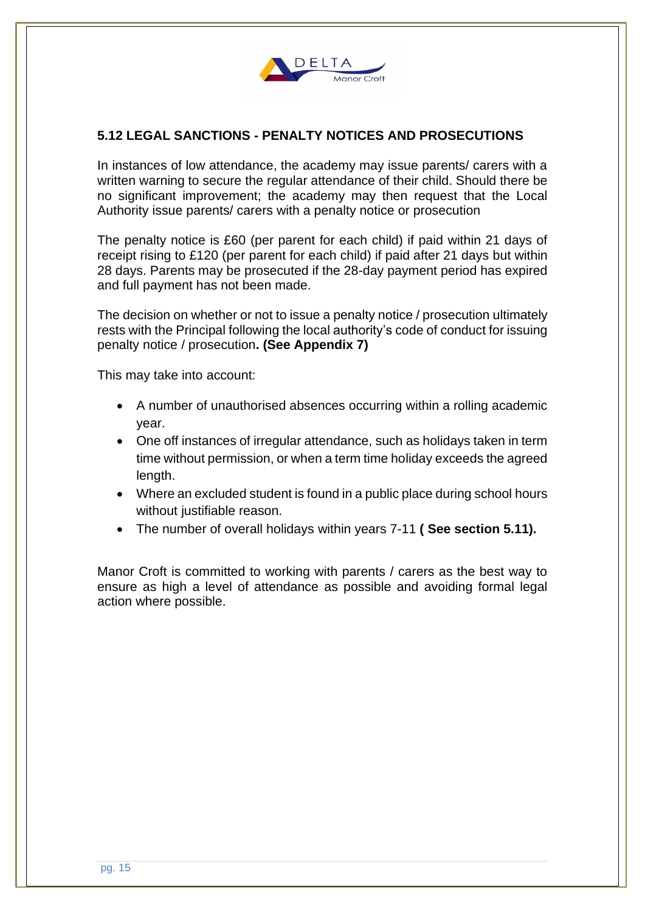## 5.12 LEGAL SANCTIONS - PENALTY NOTICES AND PROSECUTIONS

In instances of low attendance, the academy may issue parents/ carers with a written warning to secure the regular attendance of their child. Should there be no significant improvement; the academy may then request that the Local Authority issue parents/ carers with a penalty notice or prosecution

The penalty notice is £60 (per parent for each child) if paid within 21 days of receipt rising to £120 (per parent for each child) if paid after 21 days but within 28 days. Parents may be prosecuted if the 28-day payment period has expired and full payment has not been made.

The decision on whether or not to issue a penalty notice / prosecution ultimately rests with the Principal following the local authority's code of conduct for issuing penalty notice / prosecution**. (See Appendix 7)**

This may take into account:

- A number of unauthorised absences occurring within a rolling academic year.
- One off instances of irregular attendance, such as holidays taken in term time without permission, or when a term time holiday exceeds the agreed length.
- Where an excluded student is found in a public place during school hours without justifiable reason.
- The number of overall holidays within years 7-11 **( See section 5.11).**

Manor Croft is committed to working with parents / carers as the best way to ensure as high a level of attendance as possible and avoiding formal legal action where possible.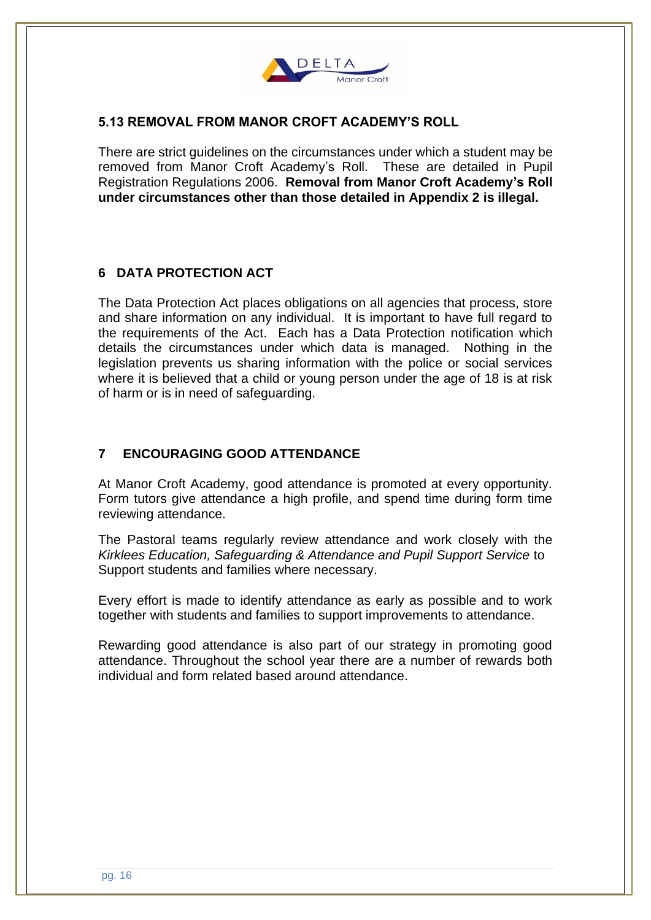### 5.13 REMOVAL FROM MANOR CROFT ACADEMY'S ROLL

There are strict guidelines on the circumstances under which a student may be removed from Manor Croft Academy's Roll. These are detailed in Pupil Registration Regulations 2006. **Removal from Manor Croft Academy's Roll under circumstances other than those detailed in Appendix 2 is illegal.**

## 6 DATA PROTECTION ACT

The Data Protection Act places obligations on all agencies that process, store and share information on any individual. It is important to have full regard to the requirements of the Act. Each has a Data Protection notification which details the circumstances under which data is managed. Nothing in the legislation prevents us sharing information with the police or social services where it is believed that a child or young person under the age of 18 is at risk of harm or is in need of safeguarding.

## 7 ENCOURAGING GOOD ATTENDANCE

At Manor Croft Academy, good attendance is promoted at every opportunity. Form tutors give attendance a high profile, and spend time during form time reviewing attendance.

The Pastoral teams regularly review attendance and work closely with the *Kirklees Education, Safeguarding & Attendance and Pupil Support Service* to Support students and families where necessary.

Every effort is made to identify attendance as early as possible and to work together with students and families to support improvements to attendance.

Rewarding good attendance is also part of our strategy in promoting good attendance. Throughout the school year there are a number of rewards both individual and form related based around attendance.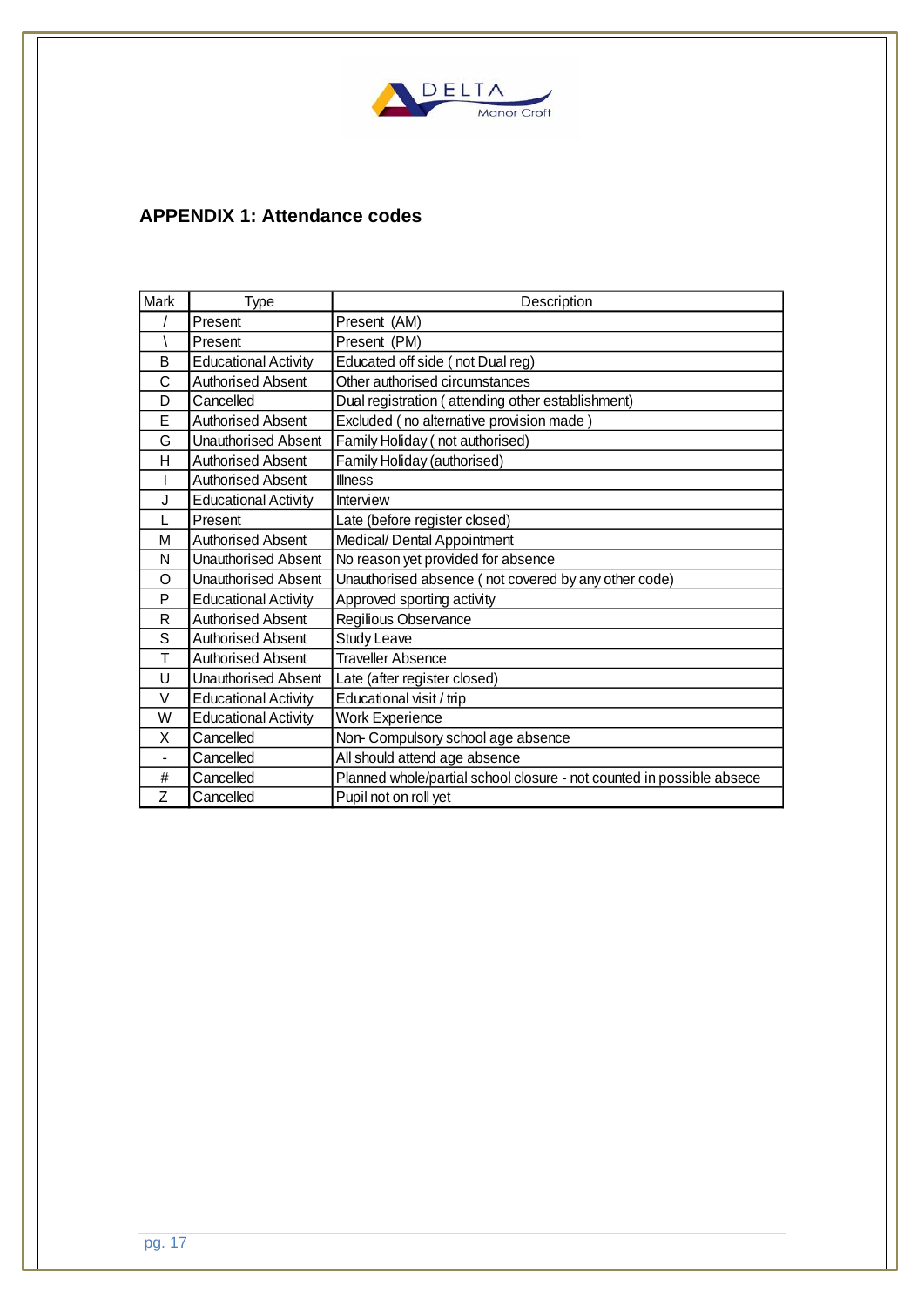## APPENDIX 1: Attendance codes

| Mark | Type | Description |
|---|---|---|
| / | Present | Present (AM) |
| \ | Present | Present (PM) |
| B | Educational Activity | Educated off side ( not Dual reg) |
| C | Authorised Absent | Other authorised circumstances |
| D | Cancelled | Dual registration ( attending other establishment) |
| E | Authorised Absent | Excluded ( no alternative provision made ) |
| G | Unauthorised Absent | Family Holiday ( not authorised) |
| H | Authorised Absent | Family Holiday (authorised) |
| I | Authorised Absent | Illness |
| J | Educational Activity | Interview |
| L | Present | Late (before register closed) |
| M | Authorised Absent | Medical/ Dental Appointment |
| N | Unauthorised Absent | No reason yet provided for absence |
| O | Unauthorised Absent | Unauthorised absence ( not covered by any other code) |
| P | Educational Activity | Approved sporting activity |
| R | Authorised Absent | Regilious Observance |
| S | Authorised Absent | Study Leave |
| T | Authorised Absent | Traveller Absence |
| U | Unauthorised Absent | Late (after register closed) |
| V | Educational Activity | Educational visit / trip |
| W | Educational Activity | Work Experience |
| X | Cancelled | Non- Compulsory school age absence |
| - | Cancelled | All should attend age absence |
| # | Cancelled | Planned whole/partial school closure - not counted in possible absece |
| Z | Cancelled | Pupil not on roll yet |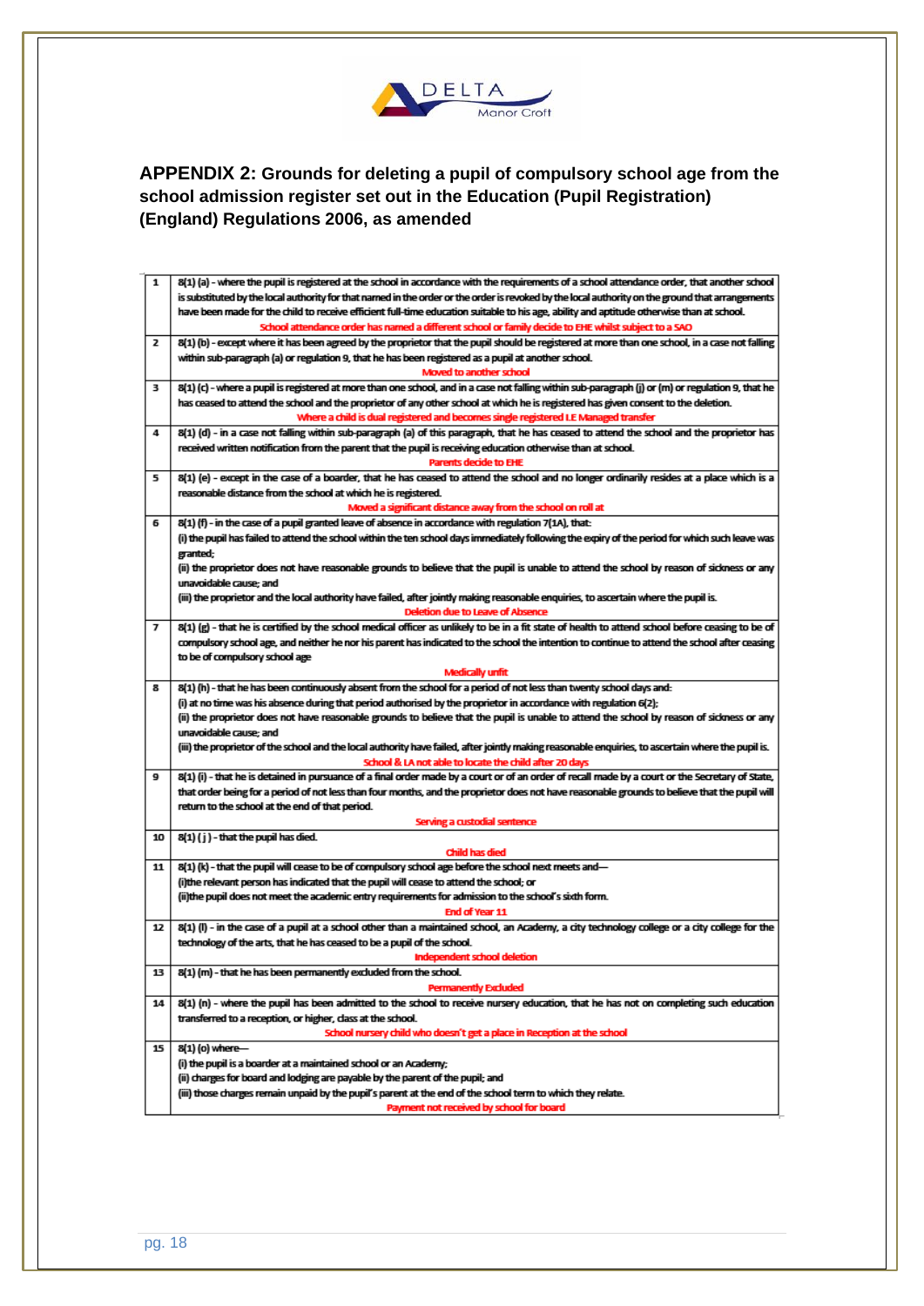## APPENDIX 2: Grounds for deleting a pupil of compulsory school age from the school admission register set out in the Education (Pupil Registration) (England) Regulations 2006, as amended

| | |
|---|---|
| 1 | 8(1) (a) - where the pupil is registered at the school in accordance with the requirements of a school attendance order, that another school is substituted by the local authority for that named in the order or the order is revoked by the local authority on the ground that arrangements have been made for the child to receive efficient full-time education suitable to his age, ability and aptitude otherwise than at school.<br>School attendance order has named a different school or family decide to EHE whilst subject to a SAO |
| 2 | 8(1) (b) - except where it has been agreed by the proprietor that the pupil should be registered at more than one school, in a case not falling within sub-paragraph (a) or regulation 9, that he has been registered as a pupil at another school.<br>Moved to another school |
| 3 | 8(1) (c) - where a pupil is registered at more than one school, and in a case not falling within sub-paragraph (j) or (m) or regulation 9, that he has ceased to attend the school and the proprietor of any other school at which he is registered has given consent to the deletion.<br>Where a child is dual registered and becomes single registered LE Managed transfer |
| 4 | 8(1) (d) - in a case not falling within sub-paragraph (a) of this paragraph, that he has ceased to attend the school and the proprietor has received written notification from the parent that the pupil is receiving education otherwise than at school.<br>Parents decide to EHE |
| 5 | 8(1) (e) - except in the case of a boarder, that he has ceased to attend the school and no longer ordinarily resides at a place which is a reasonable distance from the school at which he is registered.<br>Moved a significant distance away from the school on roll at |
| 6 | 8(1) (f) - in the case of a pupil granted leave of absence in accordance with regulation 7(1A), that:<br>(i) the pupil has failed to attend the school within the ten school days immediately following the expiry of the period for which such leave was granted;<br>(ii) the proprietor does not have reasonable grounds to believe that the pupil is unable to attend the school by reason of sickness or any unavoidable cause; and<br>(iii) the proprietor and the local authority have failed, after jointly making reasonable enquiries, to ascertain where the pupil is.<br>Deletion due to Leave of Absence |
| 7 | 8(1) (g) - that he is certified by the school medical officer as unlikely to be in a fit state of health to attend school before ceasing to be of compulsory school age, and neither he nor his parent has indicated to the school the intention to continue to attend the school after ceasing to be of compulsory school age<br>Medically unfit |
| 8 | 8(1) (h) - that he has been continuously absent from the school for a period of not less than twenty school days and:<br>(i) at no time was his absence during that period authorised by the proprietor in accordance with regulation 6(2);<br>(ii) the proprietor does not have reasonable grounds to believe that the pupil is unable to attend the school by reason of sickness or any unavoidable cause; and<br>(iii) the proprietor of the school and the local authority have failed, after jointly making reasonable enquiries, to ascertain where the pupil is.<br>School & LA not able to locate the child after 20 days |
| 9 | 8(1) (i) - that he is detained in pursuance of a final order made by a court or of an order of recall made by a court or the Secretary of State, that order being for a period of not less than four months, and the proprietor does not have reasonable grounds to believe that the pupil will return to the school at the end of that period.<br>Serving a custodial sentence |
| 10 | 8(1) ( j ) - that the pupil has died.<br>Child has died |
| 11 | 8(1) (k) - that the pupil will cease to be of compulsory school age before the school next meets and—<br>(i)the relevant person has indicated that the pupil will cease to attend the school; or<br>(ii)the pupil does not meet the academic entry requirements for admission to the school's sixth form.<br>End of Year 11 |
| 12 | 8(1) (l) - in the case of a pupil at a school other than a maintained school, an Academy, a city technology college or a city college for the technology of the arts, that he has ceased to be a pupil of the school.<br>Independent school deletion |
| 13 | 8(1) (m) - that he has been permanently excluded from the school.<br>Permanently Excluded |
| 14 | 8(1) (n) - where the pupil has been admitted to the school to receive nursery education, that he has not on completing such education transferred to a reception, or higher, class at the school.<br>School nursery child who doesn't get a place in Reception at the school |
| 15 | 8(1) (o) where—<br>(i) the pupil is a boarder at a maintained school or an Academy;<br>(ii) charges for board and lodging are payable by the parent of the pupil; and<br>(iii) those charges remain unpaid by the pupil's parent at the end of the school term to which they relate.<br>Payment not received by school for board |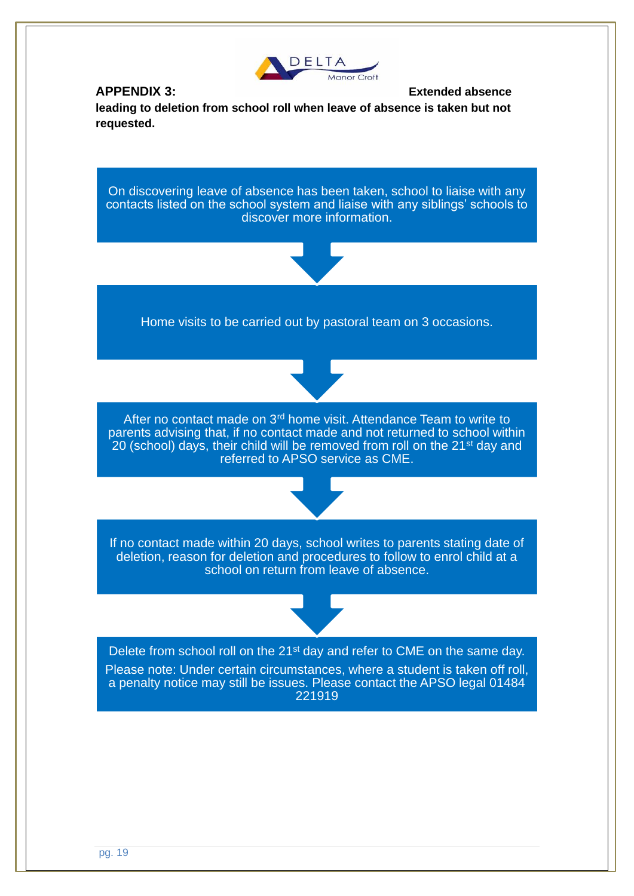**APPENDIX 3: Extended absence leading to deletion from school roll when leave of absence is taken but not requested.**

On discovering leave of absence has been taken, school to liaise with any contacts listed on the school system and liaise with any siblings' schools to discover more information.

↓

Home visits to be carried out by pastoral team on 3 occasions.

↓

After no contact made on 3rd home visit. Attendance Team to write to parents advising that, if no contact made and not returned to school within 20 (school) days, their child will be removed from roll on the 21st day and referred to APSO service as CME.

↓

If no contact made within 20 days, school writes to parents stating date of deletion, reason for deletion and procedures to follow to enrol child at a school on return from leave of absence.

↓

Delete from school roll on the 21st day and refer to CME on the same day.

Please note: Under certain circumstances, where a student is taken off roll, a penalty notice may still be issues. Please contact the APSO legal 01484 221919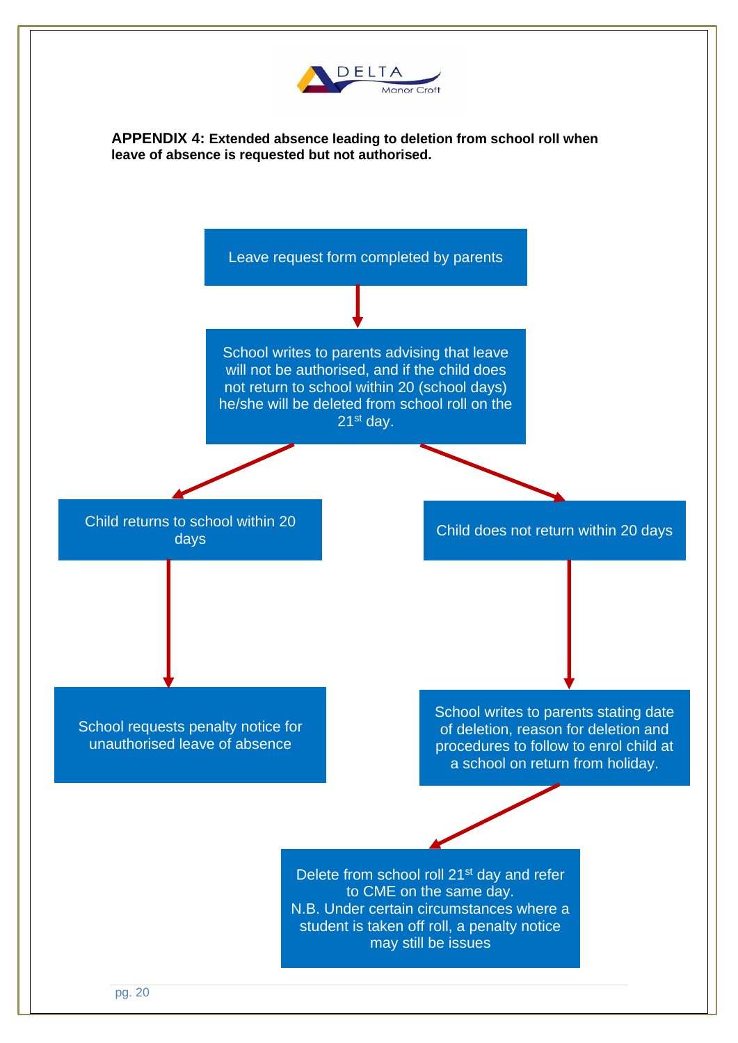**APPENDIX 4: Extended absence leading to deletion from school roll when leave of absence is requested but not authorised.**

Leave request form completed by parents

↓

School writes to parents advising that leave will not be authorised, and if the child does not return to school within 20 (school days) he/she will be deleted from school roll on the 21st day.

↓

- **Child returns to school within 20 days**
  - ↓ School requests penalty notice for unauthorised leave of absence
- **Child does not return within 20 days**
  - ↓ School writes to parents stating date of deletion, reason for deletion and procedures to follow to enrol child at a school on return from holiday.
  - ↓ Delete from school roll 21st day and refer to CME on the same day.
    N.B. Under certain circumstances where a student is taken off roll, a penalty notice may still be issues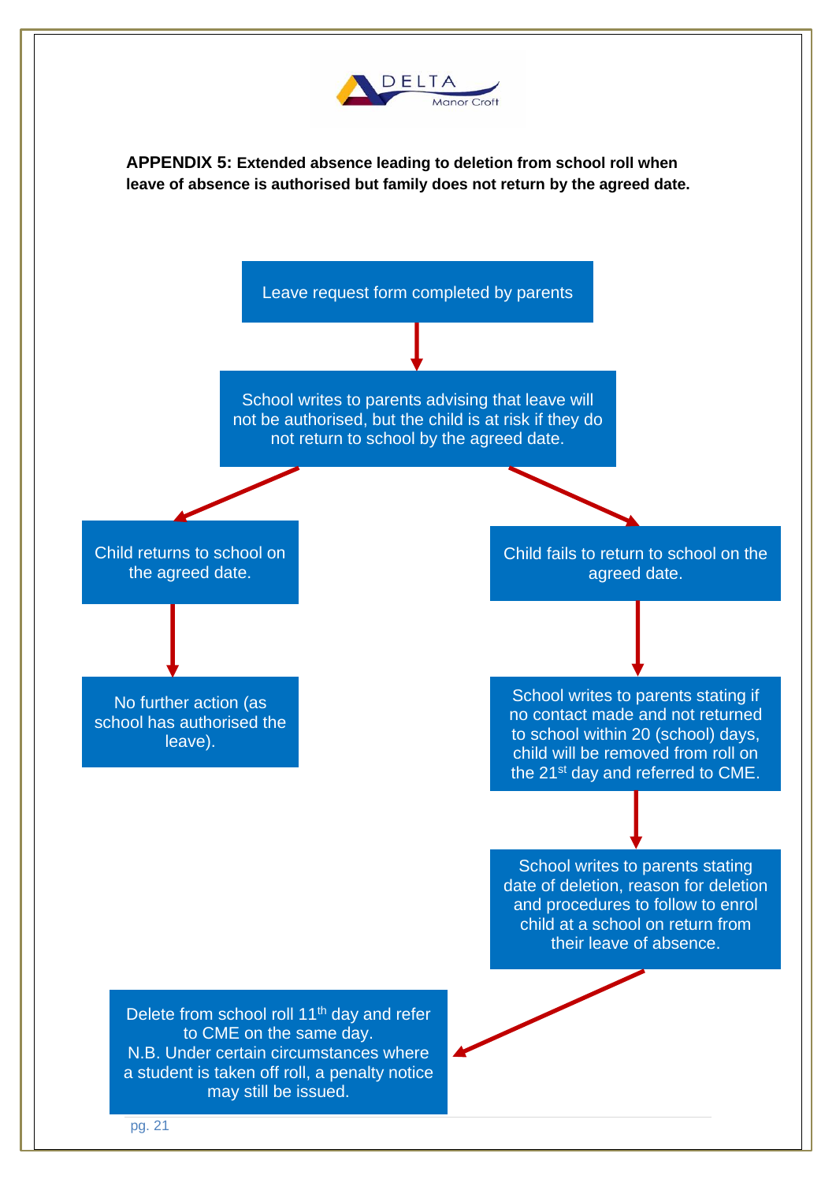**APPENDIX 5: Extended absence leading to deletion from school roll when leave of absence is authorised but family does not return by the agreed date.**

Leave request form completed by parents

↓

School writes to parents advising that leave will not be authorised, but the child is at risk if they do not return to school by the agreed date.

↓

- Child returns to school on the agreed date.
  - ↓
  - No further action (as school has authorised the leave).
- Child fails to return to school on the agreed date.
  - ↓
  - School writes to parents stating if no contact made and not returned to school within 20 (school) days, child will be removed from roll on the 21st day and referred to CME.
  - ↓
  - School writes to parents stating date of deletion, reason for deletion and procedures to follow to enrol child at a school on return from their leave of absence.
  - ↓
  - Delete from school roll 11th day and refer to CME on the same day.
    N.B. Under certain circumstances where a student is taken off roll, a penalty notice may still be issued.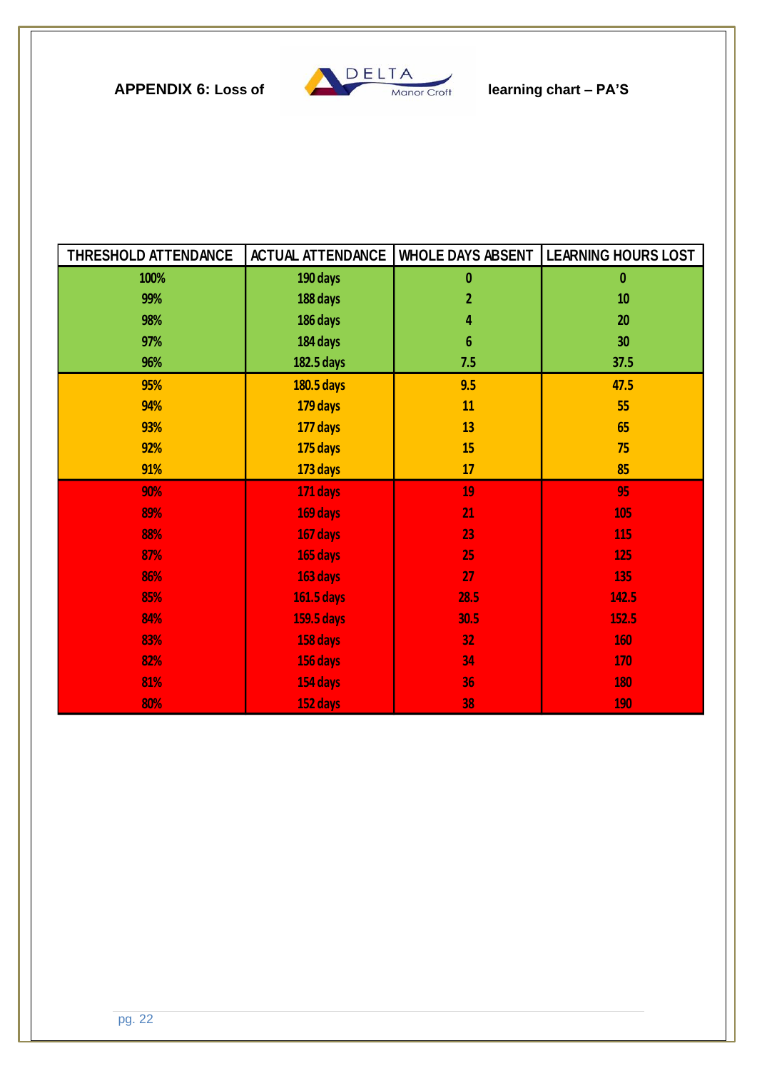**APPENDIX 6: Loss of learning chart – PA'S**

| THRESHOLD ATTENDANCE | ACTUAL ATTENDANCE | WHOLE DAYS ABSENT | LEARNING HOURS LOST |
|---|---|---|---|
| 100% | 190 days | 0 | 0 |
| 99% | 188 days | 2 | 10 |
| 98% | 186 days | 4 | 20 |
| 97% | 184 days | 6 | 30 |
| 96% | 182.5 days | 7.5 | 37.5 |
| 95% | 180.5 days | 9.5 | 47.5 |
| 94% | 179 days | 11 | 55 |
| 93% | 177 days | 13 | 65 |
| 92% | 175 days | 15 | 75 |
| 91% | 173 days | 17 | 85 |
| 90% | 171 days | 19 | 95 |
| 89% | 169 days | 21 | 105 |
| 88% | 167 days | 23 | 115 |
| 87% | 165 days | 25 | 125 |
| 86% | 163 days | 27 | 135 |
| 85% | 161.5 days | 28.5 | 142.5 |
| 84% | 159.5 days | 30.5 | 152.5 |
| 83% | 158 days | 32 | 160 |
| 82% | 156 days | 34 | 170 |
| 81% | 154 days | 36 | 180 |
| 80% | 152 days | 38 | 190 |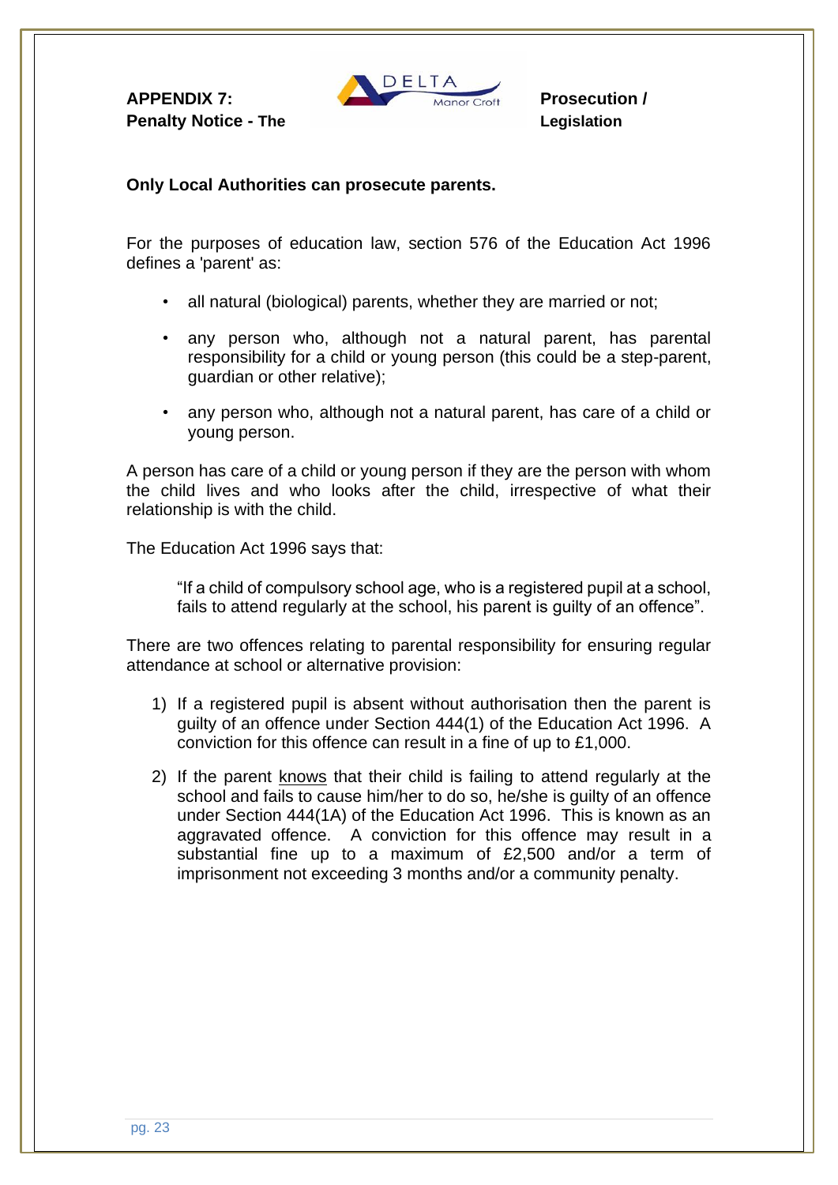**APPENDIX 7: Penalty Notice - The Prosecution / Legislation**

**Only Local Authorities can prosecute parents.**

For the purposes of education law, section 576 of the Education Act 1996 defines a 'parent' as:

- all natural (biological) parents, whether they are married or not;
- any person who, although not a natural parent, has parental responsibility for a child or young person (this could be a step-parent, guardian or other relative);
- any person who, although not a natural parent, has care of a child or young person.

A person has care of a child or young person if they are the person with whom the child lives and who looks after the child, irrespective of what their relationship is with the child.

The Education Act 1996 says that:

> "If a child of compulsory school age, who is a registered pupil at a school, fails to attend regularly at the school, his parent is guilty of an offence".

There are two offences relating to parental responsibility for ensuring regular attendance at school or alternative provision:

1) If a registered pupil is absent without authorisation then the parent is guilty of an offence under Section 444(1) of the Education Act 1996. A conviction for this offence can result in a fine of up to £1,000.
2) If the parent knows that their child is failing to attend regularly at the school and fails to cause him/her to do so, he/she is guilty of an offence under Section 444(1A) of the Education Act 1996. This is known as an aggravated offence. A conviction for this offence may result in a substantial fine up to a maximum of £2,500 and/or a term of imprisonment not exceeding 3 months and/or a community penalty.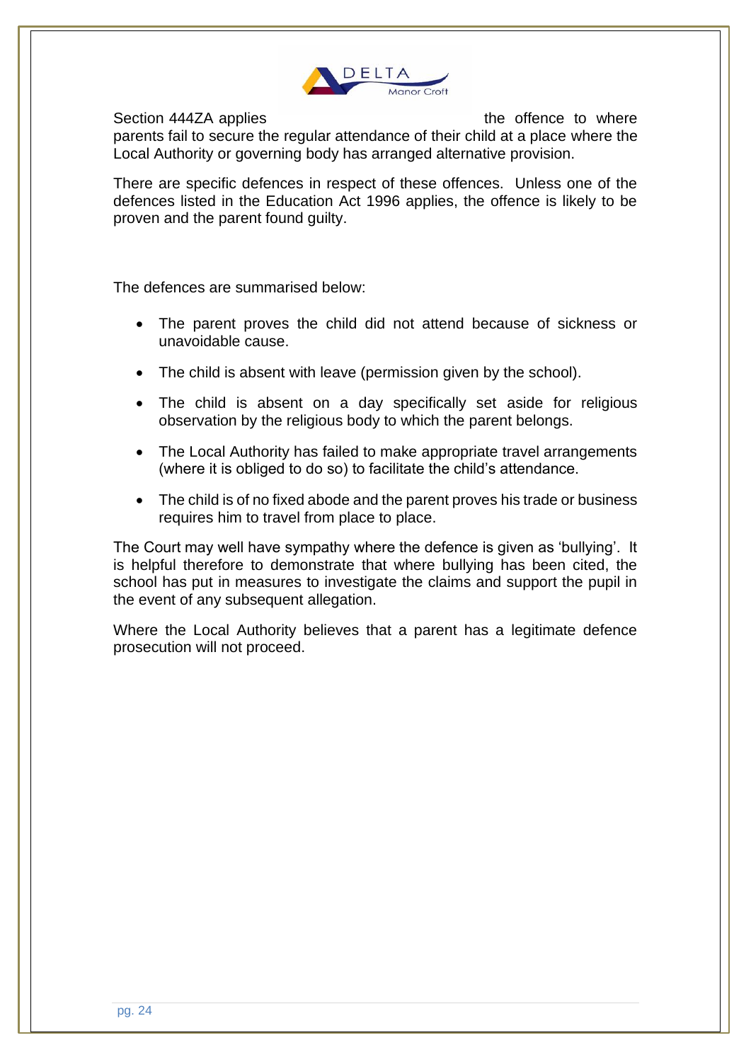Section 444ZA applies the offence to where parents fail to secure the regular attendance of their child at a place where the Local Authority or governing body has arranged alternative provision.

There are specific defences in respect of these offences. Unless one of the defences listed in the Education Act 1996 applies, the offence is likely to be proven and the parent found guilty.

The defences are summarised below:

- The parent proves the child did not attend because of sickness or unavoidable cause.
- The child is absent with leave (permission given by the school).
- The child is absent on a day specifically set aside for religious observation by the religious body to which the parent belongs.
- The Local Authority has failed to make appropriate travel arrangements (where it is obliged to do so) to facilitate the child's attendance.
- The child is of no fixed abode and the parent proves his trade or business requires him to travel from place to place.

The Court may well have sympathy where the defence is given as 'bullying'. It is helpful therefore to demonstrate that where bullying has been cited, the school has put in measures to investigate the claims and support the pupil in the event of any subsequent allegation.

Where the Local Authority believes that a parent has a legitimate defence prosecution will not proceed.